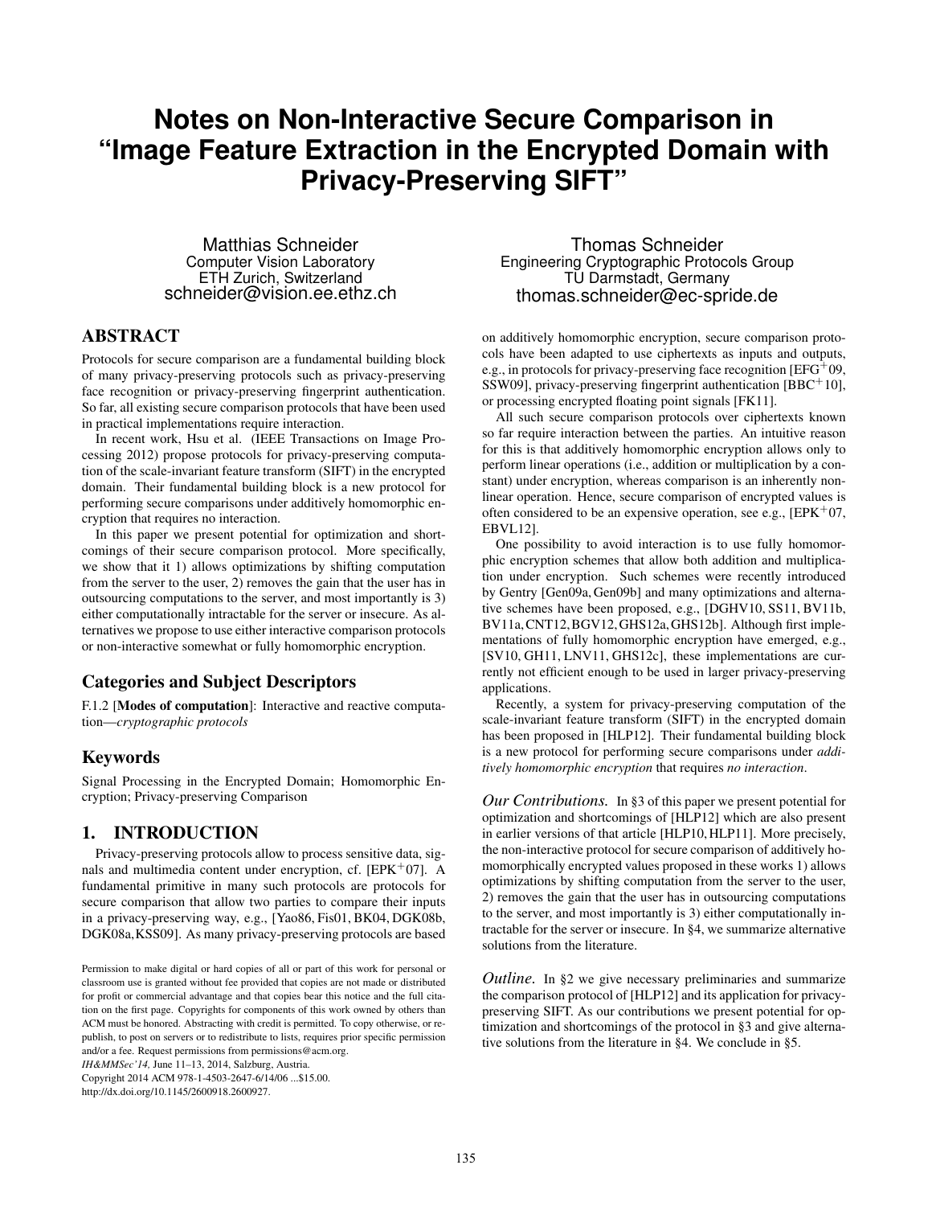# Notes on Non-Interactive Secure Comparison in "Image Feature Extraction in the Encrypted Domain with Privacy-Preserving SIFT"

Matthias Schneider
Computer Vision Laboratory
ETH Zurich, Switzerland
schneider@vision.ee.ethz.ch

Thomas Schneider
Engineering Cryptographic Protocols Group
TU Darmstadt, Germany
thomas.schneider@ec-spride.de

## ABSTRACT

Protocols for secure comparison are a fundamental building block of many privacy-preserving protocols such as privacy-preserving face recognition or privacy-preserving fingerprint authentication. So far, all existing secure comparison protocols that have been used in practical implementations require interaction.

In recent work, Hsu et al. (IEEE Transactions on Image Processing 2012) propose protocols for privacy-preserving computation of the scale-invariant feature transform (SIFT) in the encrypted domain. Their fundamental building block is a new protocol for performing secure comparisons under additively homomorphic encryption that requires no interaction.

In this paper we present potential for optimization and shortcomings of their secure comparison protocol. More specifically, we show that it 1) allows optimizations by shifting computation from the server to the user, 2) removes the gain that the user has in outsourcing computations to the server, and most importantly is 3) either computationally intractable for the server or insecure. As alternatives we propose to use either interactive comparison protocols or non-interactive somewhat or fully homomorphic encryption.

## Categories and Subject Descriptors

F.1.2 [**Modes of computation**]: Interactive and reactive computation—*cryptographic protocols*

## Keywords

Signal Processing in the Encrypted Domain; Homomorphic Encryption; Privacy-preserving Comparison

## 1. INTRODUCTION

Privacy-preserving protocols allow to process sensitive data, signals and multimedia content under encryption, cf. [EPK+07]. A fundamental primitive in many such protocols are protocols for secure comparison that allow two parties to compare their inputs in a privacy-preserving way, e.g., [Yao86, Fis01, BK04, DGK08b, DGK08a, KSS09]. As many privacy-preserving protocols are based on additively homomorphic encryption, secure comparison protocols have been adapted to use ciphertexts as inputs and outputs, e.g., in protocols for privacy-preserving face recognition [EFG+09, SSW09], privacy-preserving fingerprint authentication [BBC+10], or processing encrypted floating point signals [FK11].

All such secure comparison protocols over ciphertexts known so far require interaction between the parties. An intuitive reason for this is that additively homomorphic encryption allows only to perform linear operations (i.e., addition or multiplication by a constant) under encryption, whereas comparison is an inherently non-linear operation. Hence, secure comparison of encrypted values is often considered to be an expensive operation, see e.g., [EPK+07, EBVL12].

One possibility to avoid interaction is to use fully homomorphic encryption schemes that allow both addition and multiplication under encryption. Such schemes were recently introduced by Gentry [Gen09a, Gen09b] and many optimizations and alternative schemes have been proposed, e.g., [DGHV10, SS11, BV11b, BV11a, CNT12, BGV12, GHS12a, GHS12b]. Although first implementations of fully homomorphic encryption have emerged, e.g., [SV10, GH11, LNV11, GHS12c], these implementations are currently not efficient enough to be used in larger privacy-preserving applications.

Recently, a system for privacy-preserving computation of the scale-invariant feature transform (SIFT) in the encrypted domain has been proposed in [HLP12]. Their fundamental building block is a new protocol for performing secure comparisons under *additively homomorphic encryption* that requires *no interaction*.

*Our Contributions.* In §3 of this paper we present potential for optimization and shortcomings of [HLP12] which are also present in earlier versions of that article [HLP10, HLP11]. More precisely, the non-interactive protocol for secure comparison of additively homomorphically encrypted values proposed in these works 1) allows optimizations by shifting computation from the server to the user, 2) removes the gain that the user has in outsourcing computations to the server, and most importantly is 3) either computationally intractable for the server or insecure. In §4, we summarize alternative solutions from the literature.

*Outline.* In §2 we give necessary preliminaries and summarize the comparison protocol of [HLP12] and its application for privacy-preserving SIFT. As our contributions we present potential for optimization and shortcomings of the protocol in §3 and give alternative solutions from the literature in §4. We conclude in §5.

Permission to make digital or hard copies of all or part of this work for personal or classroom use is granted without fee provided that copies are not made or distributed for profit or commercial advantage and that copies bear this notice and the full citation on the first page. Copyrights for components of this work owned by others than ACM must be honored. Abstracting with credit is permitted. To copy otherwise, or republish, to post on servers or to redistribute to lists, requires prior specific permission and/or a fee. Request permissions from permissions@acm.org.
*IH&MMSec'14,* June 11–13, 2014, Salzburg, Austria.
Copyright 2014 ACM 978-1-4503-2647-6/14/06 ...$15.00.
http://dx.doi.org/10.1145/2600918.2600927.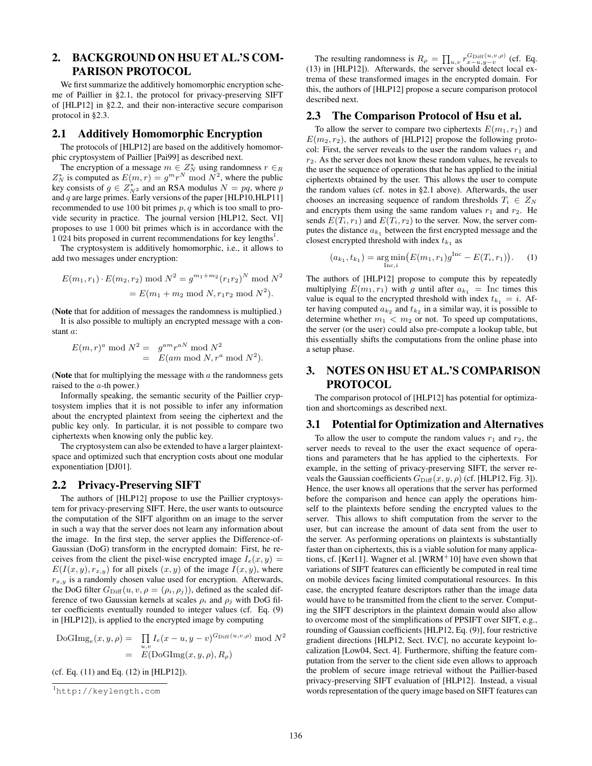## 2. BACKGROUND ON HSU ET AL.'S COMPARISON PROTOCOL

We first summarize the additively homomorphic encryption scheme of Paillier in §2.1, the protocol for privacy-preserving SIFT of [HLP12] in §2.2, and their non-interactive secure comparison protocol in §2.3.

### 2.1 Additively Homomorphic Encryption

The protocols of [HLP12] are based on the additively homomorphic cryptosystem of Paillier [Pai99] as described next.

The encryption of a message $m \in Z_N^*$ using randomness $r \in_R Z_N^*$ is computed as $E(m, r) = g^m r^N \bmod N^2$, where the public key consists of $g \in Z_{N^2}^*$ and an RSA modulus $N = pq$, where $p$ and $q$ are large primes. Early versions of the paper [HLP10,HLP11] recommended to use 100 bit primes $p, q$ which is too small to provide security in practice. The journal version [HLP12, Sect. VI] proposes to use 1 000 bit primes which is in accordance with the 1 024 bits proposed in current recommendations for key lengths[1].

The cryptosystem is additively homomorphic, i.e., it allows to add two messages under encryption:

$$\begin{aligned} E(m_1, r_1) \cdot E(m_2, r_2) \bmod N^2 &= g^{m_1+m_2}(r_1 r_2)^N \bmod N^2 \\ &= E(m_1 + m_2 \bmod N, r_1 r_2 \bmod N^2). \end{aligned}$$

(**Note** that for addition of messages the randomness is multiplied.)

It is also possible to multiply an encrypted message with a constant $a$:

$$\begin{aligned} E(m, r)^a \bmod N^2 &= g^{am} r^{aN} \bmod N^2 \\ &= E(am \bmod N, r^a \bmod N^2). \end{aligned}$$

(**Note** that for multiplying the message with $a$ the randomness gets raised to the $a$-th power.)

Informally speaking, the semantic security of the Paillier cryptosystem implies that it is not possible to infer any information about the encrypted plaintext from seeing the ciphertext and the public key only. In particular, it is not possible to compare two ciphertexts when knowing only the public key.

The cryptosystem can also be extended to have a larger plaintext-space and optimized such that encryption costs about one modular exponentiation [DJ01].

### 2.2 Privacy-Preserving SIFT

The authors of [HLP12] propose to use the Paillier cryptosystem for privacy-preserving SIFT. Here, the user wants to outsource the computation of the SIFT algorithm on an image to the server in such a way that the server does not learn any information about the image. In the first step, the server applies the Difference-of-Gaussian (DoG) transform in the encrypted domain: First, he receives from the client the pixel-wise encrypted image $I_e(x, y) = E(I(x, y), r_{x,y})$ for all pixels $(x, y)$ of the image $I(x, y)$, where $r_{x,y}$ is a randomly chosen value used for encryption. Afterwards, the DoG filter $G_{\text{Diff}}(u, v, \rho = (\rho_i, \rho_j))$, defined as the scaled difference of two Gaussian kernels at scales $\rho_i$ and $\rho_j$ with DoG filter coefficients eventually rounded to integer values (cf. Eq. (9) in [HLP12]), is applied to the encrypted image by computing

$$\begin{aligned} \text{DoGImg}_e(x, y, \rho) &= \prod_{u,v} I_e(x - u, y - v)^{G_{\text{Diff}}(u,v,\rho)} \bmod N^2 \\ &= E(\text{DoGImg}(x, y, \rho), R_\rho) \end{aligned}$$

(cf. Eq. (11) and Eq. (12) in [HLP12]).

[1] http://keylength.com

The resulting randomness is $R_\rho = \prod_{u,v} r_{x-u,y-v}^{G_{\text{Diff}}(u,v,\rho)}$ (cf. Eq. (13) in [HLP12]). Afterwards, the server should detect local extrema of these transformed images in the encrypted domain. For this, the authors of [HLP12] propose a secure comparison protocol described next.

### 2.3 The Comparison Protocol of Hsu et al.

To allow the server to compare two ciphertexts $E(m_1, r_1)$ and $E(m_2, r_2)$, the authors of [HLP12] propose the following protocol: First, the server reveals to the user the random values $r_1$ and $r_2$. As the server does not know these random values, he reveals to the user the sequence of operations that he has applied to the initial ciphertexts obtained by the user. This allows the user to compute the random values (cf. notes in §2.1 above). Afterwards, the user chooses an increasing sequence of random thresholds $T_i \in Z_N$ and encrypts them using the same random values $r_1$ and $r_2$. He sends $E(T_i, r_1)$ and $E(T_i, r_2)$ to the server. Now, the server computes the distance $a_{k_1}$ between the first encrypted message and the closest encrypted threshold with index $t_{k_1}$ as

$$(a_{k_1}, t_{k_1}) = \underset{\text{Inc},i}{\arg\min}\big(E(m_1, r_1)g^{\text{Inc}} - E(T_i, r_1)\big). \quad (1)$$

The authors of [HLP12] propose to compute this by repeatedly multiplying $E(m_1, r_1)$ with $g$ until after $a_{k_1} = \text{Inc}$ times this value is equal to the encrypted threshold with index $t_{k_1} = i$. After having computed $a_{k_2}$ and $t_{k_2}$ in a similar way, it is possible to determine whether $m_1 < m_2$ or not. To speed up computations, the server (or the user) could also pre-compute a lookup table, but this essentially shifts the computations from the online phase into a setup phase.

## 3. NOTES ON HSU ET AL.'S COMPARISON PROTOCOL

The comparison protocol of [HLP12] has potential for optimization and shortcomings as described next.

### 3.1 Potential for Optimization and Alternatives

To allow the user to compute the random values $r_1$ and $r_2$, the server needs to reveal to the user the exact sequence of operations and parameters that he has applied to the ciphertexts. For example, in the setting of privacy-preserving SIFT, the server reveals the Gaussian coefficients $G_{\text{Diff}}(x, y, \rho)$ (cf. [HLP12, Fig. 3]). Hence, the user knows all operations that the server has performed before the comparison and hence can apply the operations himself to the plaintexts before sending the encrypted values to the server. This allows to shift computation from the server to the user, but can increase the amount of data sent from the user to the server. As performing operations on plaintexts is substantially faster than on ciphertexts, this is a viable solution for many applications, cf. [Ker11]. Wagner et al. [WRM+10] have even shown that variations of SIFT features can efficiently be computed in real time on mobile devices facing limited computational resources. In this case, the encrypted feature descriptors rather than the image data would have to be transmitted from the client to the server. Computing the SIFT descriptors in the plaintext domain would also allow to overcome most of the simplifications of PPSIFT over SIFT, e.g., rounding of Gaussian coefficients [HLP12, Eq. (9)], four restrictive gradient directions [HLP12, Sect. IV.C], no accurate keypoint localization [Low04, Sect. 4]. Furthermore, shifting the feature computation from the server to the client side even allows to approach the problem of secure image retrieval without the Paillier-based privacy-preserving SIFT evaluation of [HLP12]. Instead, a visual words representation of the query image based on SIFT features can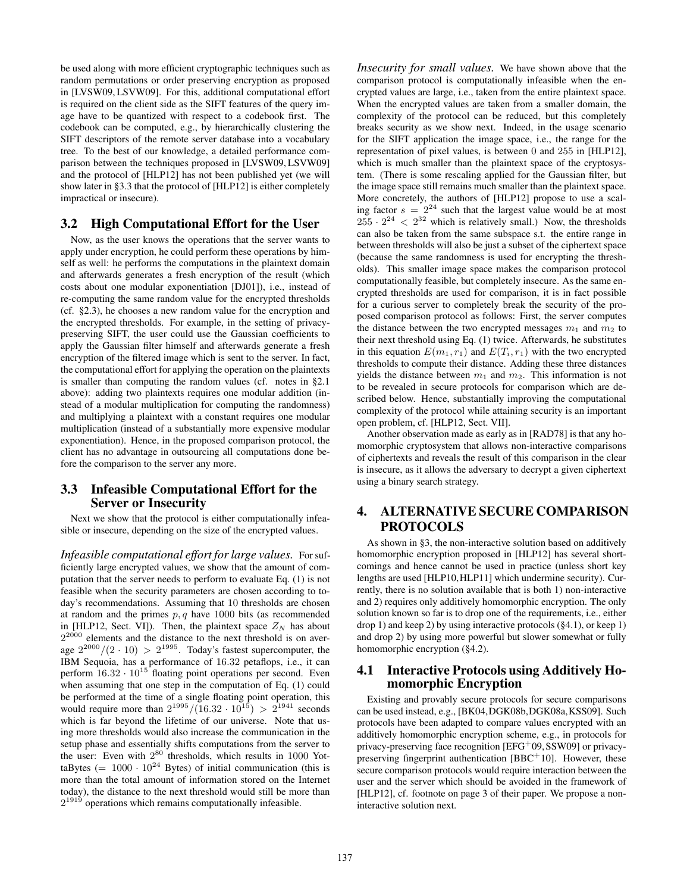be used along with more efficient cryptographic techniques such as random permutations or order preserving encryption as proposed in [LVSW09, LSVW09]. For this, additional computational effort is required on the client side as the SIFT features of the query image have to be quantized with respect to a codebook first. The codebook can be computed, e.g., by hierarchically clustering the SIFT descriptors of the remote server database into a vocabulary tree. To the best of our knowledge, a detailed performance comparison between the techniques proposed in [LVSW09, LSVW09] and the protocol of [HLP12] has not been published yet (we will show later in §3.3 that the protocol of [HLP12] is either completely impractical or insecure).

## 3.2 High Computational Effort for the User

Now, as the user knows the operations that the server wants to apply under encryption, he could perform these operations by himself as well: he performs the computations in the plaintext domain and afterwards generates a fresh encryption of the result (which costs about one modular exponentiation [DJ01]), i.e., instead of re-computing the same random value for the encrypted thresholds (cf. §2.3), he chooses a new random value for the encryption and the encrypted thresholds. For example, in the setting of privacy-preserving SIFT, the user could use the Gaussian coefficients to apply the Gaussian filter himself and afterwards generate a fresh encryption of the filtered image which is sent to the server. In fact, the computational effort for applying the operation on the plaintexts is smaller than computing the random values (cf. notes in §2.1 above): adding two plaintexts requires one modular addition (instead of a modular multiplication for computing the randomness) and multiplying a plaintext with a constant requires one modular multiplication (instead of a substantially more expensive modular exponentiation). Hence, in the proposed comparison protocol, the client has no advantage in outsourcing all computations done before the comparison to the server any more.

## 3.3 Infeasible Computational Effort for the Server or Insecurity

Next we show that the protocol is either computationally infeasible or insecure, depending on the size of the encrypted values.

*Infeasible computational effort for large values.* For sufficiently large encrypted values, we show that the amount of computation that the server needs to perform to evaluate Eq. (1) is not feasible when the security parameters are chosen according to today's recommendations. Assuming that 10 thresholds are chosen at random and the primes $p, q$ have 1000 bits (as recommended in [HLP12, Sect. VI]). Then, the plaintext space $Z_N$ has about $2^{2000}$ elements and the distance to the next threshold is on average $2^{2000}/(2 \cdot 10) > 2^{1995}$. Today's fastest supercomputer, the IBM Sequoia, has a performance of 16.32 petaflops, i.e., it can perform $16.32 \cdot 10^{15}$ floating point operations per second. Even when assuming that one step in the computation of Eq. (1) could be performed at the time of a single floating point operation, this would require more than $2^{1995}/(16.32 \cdot 10^{15}) > 2^{1941}$ seconds which is far beyond the lifetime of our universe. Note that using more thresholds would also increase the communication in the setup phase and essentially shifts computations from the server to the user: Even with $2^{80}$ thresholds, which results in 1000 YottaBytes ($= 1000 \cdot 10^{24}$ Bytes) of initial communication (this is more than the total amount of information stored on the Internet today), the distance to the next threshold would still be more than $2^{1919}$ operations which remains computationally infeasible.

*Insecurity for small values.* We have shown above that the comparison protocol is computationally infeasible when the encrypted values are large, i.e., taken from the entire plaintext space. When the encrypted values are taken from a smaller domain, the complexity of the protocol can be reduced, but this completely breaks security as we show next. Indeed, in the usage scenario for the SIFT application the image space, i.e., the range for the representation of pixel values, is between 0 and 255 in [HLP12], which is much smaller than the plaintext space of the cryptosystem. (There is some rescaling applied for the Gaussian filter, but the image space still remains much smaller than the plaintext space. More concretely, the authors of [HLP12] propose to use a scaling factor $s = 2^{24}$ such that the largest value would be at most $255 \cdot 2^{24} < 2^{32}$ which is relatively small.) Now, the thresholds can also be taken from the same subspace s.t. the entire range in between thresholds will also be just a subset of the ciphertext space (because the same randomness is used for encrypting the thresholds). This smaller image space makes the comparison protocol computationally feasible, but completely insecure. As the same encrypted thresholds are used for comparison, it is in fact possible for a curious server to completely break the security of the proposed comparison protocol as follows: First, the server computes the distance between the two encrypted messages $m_1$ and $m_2$ to their next threshold using Eq. (1) twice. Afterwards, he substitutes in this equation $E(m_1, r_1)$ and $E(T_i, r_1)$ with the two encrypted thresholds to compute their distance. Adding these three distances yields the distance between $m_1$ and $m_2$. This information is not to be revealed in secure protocols for comparison which are described below. Hence, substantially improving the computational complexity of the protocol while attaining security is an important open problem, cf. [HLP12, Sect. VII].

Another observation made as early as in [RAD78] is that any homomorphic cryptosystem that allows non-interactive comparisons of ciphertexts and reveals the result of this comparison in the clear is insecure, as it allows the adversary to decrypt a given ciphertext using a binary search strategy.

# 4. ALTERNATIVE SECURE COMPARISON PROTOCOLS

As shown in §3, the non-interactive solution based on additively homomorphic encryption proposed in [HLP12] has several shortcomings and hence cannot be used in practice (unless short key lengths are used [HLP10, HLP11] which undermine security). Currently, there is no solution available that is both 1) non-interactive and 2) requires only additively homomorphic encryption. The only solution known so far is to drop one of the requirements, i.e., either drop 1) and keep 2) by using interactive protocols (§4.1), or keep 1) and drop 2) by using more powerful but slower somewhat or fully homomorphic encryption (§4.2).

## 4.1 Interactive Protocols using Additively Homomorphic Encryption

Existing and provably secure protocols for secure comparisons can be used instead, e.g., [BK04, DGK08b, DGK08a, KSS09]. Such protocols have been adapted to compare values encrypted with an additively homomorphic encryption scheme, e.g., in protocols for privacy-preserving face recognition [EFG+09, SSW09] or privacy-preserving fingerprint authentication [BBC+10]. However, these secure comparison protocols would require interaction between the user and the server which should be avoided in the framework of [HLP12], cf. footnote on page 3 of their paper. We propose a non-interactive solution next.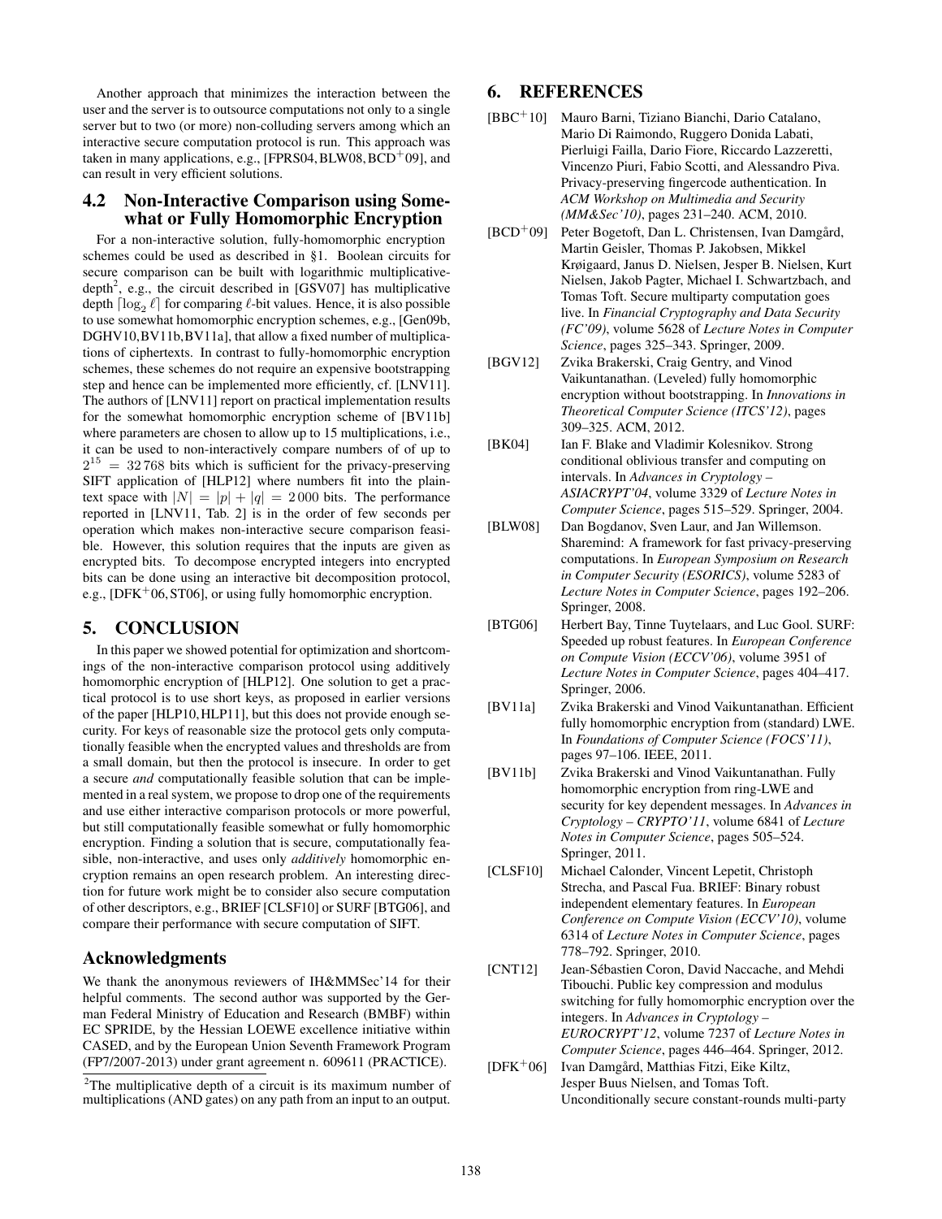Another approach that minimizes the interaction between the user and the server is to outsource computations not only to a single server but to two (or more) non-colluding servers among which an interactive secure computation protocol is run. This approach was taken in many applications, e.g., [FPRS04, BLW08, BCD+09], and can result in very efficient solutions.

## 4.2 Non-Interactive Comparison using Somewhat or Fully Homomorphic Encryption

For a non-interactive solution, fully-homomorphic encryption schemes could be used as described in §1. Boolean circuits for secure comparison can be built with logarithmic multiplicative-depth[2], e.g., the circuit described in [GSV07] has multiplicative depth $\lceil \log_2 \ell \rceil$ for comparing $\ell$-bit values. Hence, it is also possible to use somewhat homomorphic encryption schemes, e.g., [Gen09b, DGHV10, BV11b, BV11a], that allow a fixed number of multiplications of ciphertexts. In contrast to fully-homomorphic encryption schemes, these schemes do not require an expensive bootstrapping step and hence can be implemented more efficiently, cf. [LNV11]. The authors of [LNV11] report on practical implementation results for the somewhat homomorphic encryption scheme of [BV11b] where parameters are chosen to allow up to 15 multiplications, i.e., it can be used to non-interactively compare numbers of of up to $2^{15} = 32\,768$ bits which is sufficient for the privacy-preserving SIFT application of [HLP12] where numbers fit into the plaintext space with $|N| = |p| + |q| = 2\,000$ bits. The performance reported in [LNV11, Tab. 2] is in the order of few seconds per operation which makes non-interactive secure comparison feasible. However, this solution requires that the inputs are given as encrypted bits. To decompose encrypted integers into encrypted bits can be done using an interactive bit decomposition protocol, e.g., [DFK+06, ST06], or using fully homomorphic encryption.

# 5. CONCLUSION

In this paper we showed potential for optimization and shortcomings of the non-interactive comparison protocol using additively homomorphic encryption of [HLP12]. One solution to get a practical protocol is to use short keys, as proposed in earlier versions of the paper [HLP10, HLP11], but this does not provide enough security. For keys of reasonable size the protocol gets only computationally feasible when the encrypted values and thresholds are from a small domain, but then the protocol is insecure. In order to get a secure *and* computationally feasible solution that can be implemented in a real system, we propose to drop one of the requirements and use either interactive comparison protocols or more powerful, but still computationally feasible somewhat or fully homomorphic encryption. Finding a solution that is secure, computationally feasible, non-interactive, and uses only *additively* homomorphic encryption remains an open research problem. An interesting direction for future work might be to consider also secure computation of other descriptors, e.g., BRIEF [CLSF10] or SURF [BTG06], and compare their performance with secure computation of SIFT.

## Acknowledgments

We thank the anonymous reviewers of IH&MMSec'14 for their helpful comments. The second author was supported by the German Federal Ministry of Education and Research (BMBF) within EC SPRIDE, by the Hessian LOEWE excellence initiative within CASED, and by the European Union Seventh Framework Program (FP7/2007-2013) under grant agreement n. 609611 (PRACTICE).

[2] The multiplicative depth of a circuit is its maximum number of multiplications (AND gates) on any path from an input to an output.

# 6. REFERENCES

[BBC+10] Mauro Barni, Tiziano Bianchi, Dario Catalano, Mario Di Raimondo, Ruggero Donida Labati, Pierluigi Failla, Dario Fiore, Riccardo Lazzeretti, Vincenzo Piuri, Fabio Scotti, and Alessandro Piva. Privacy-preserving fingercode authentication. In *ACM Workshop on Multimedia and Security (MM&Sec'10)*, pages 231–240. ACM, 2010.

[BCD+09] Peter Bogetoft, Dan L. Christensen, Ivan Damgård, Martin Geisler, Thomas P. Jakobsen, Mikkel Krøigaard, Janus D. Nielsen, Jesper B. Nielsen, Kurt Nielsen, Jakob Pagter, Michael I. Schwartzbach, and Tomas Toft. Secure multiparty computation goes live. In *Financial Cryptography and Data Security (FC'09)*, volume 5628 of *Lecture Notes in Computer Science*, pages 325–343. Springer, 2009.

[BGV12] Zvika Brakerski, Craig Gentry, and Vinod Vaikuntanathan. (Leveled) fully homomorphic encryption without bootstrapping. In *Innovations in Theoretical Computer Science (ITCS'12)*, pages 309–325. ACM, 2012.

[BK04] Ian F. Blake and Vladimir Kolesnikov. Strong conditional oblivious transfer and computing on intervals. In *Advances in Cryptology – ASIACRYPT'04*, volume 3329 of *Lecture Notes in Computer Science*, pages 515–529. Springer, 2004.

[BLW08] Dan Bogdanov, Sven Laur, and Jan Willemson. Sharemind: A framework for fast privacy-preserving computations. In *European Symposium on Research in Computer Security (ESORICS)*, volume 5283 of *Lecture Notes in Computer Science*, pages 192–206. Springer, 2008.

[BTG06] Herbert Bay, Tinne Tuytelaars, and Luc Gool. SURF: Speeded up robust features. In *European Conference on Compute Vision (ECCV'06)*, volume 3951 of *Lecture Notes in Computer Science*, pages 404–417. Springer, 2006.

[BV11a] Zvika Brakerski and Vinod Vaikuntanathan. Efficient fully homomorphic encryption from (standard) LWE. In *Foundations of Computer Science (FOCS'11)*, pages 97–106. IEEE, 2011.

[BV11b] Zvika Brakerski and Vinod Vaikuntanathan. Fully homomorphic encryption from ring-LWE and security for key dependent messages. In *Advances in Cryptology – CRYPTO'11*, volume 6841 of *Lecture Notes in Computer Science*, pages 505–524. Springer, 2011.

[CLSF10] Michael Calonder, Vincent Lepetit, Christoph Strecha, and Pascal Fua. BRIEF: Binary robust independent elementary features. In *European Conference on Compute Vision (ECCV'10)*, volume 6314 of *Lecture Notes in Computer Science*, pages 778–792. Springer, 2010.

[CNT12] Jean-Sébastien Coron, David Naccache, and Mehdi Tibouchi. Public key compression and modulus switching for fully homomorphic encryption over the integers. In *Advances in Cryptology – EUROCRYPT'12*, volume 7237 of *Lecture Notes in Computer Science*, pages 446–464. Springer, 2012.

[DFK+06] Ivan Damgård, Matthias Fitzi, Eike Kiltz, Jesper Buus Nielsen, and Tomas Toft. Unconditionally secure constant-rounds multi-party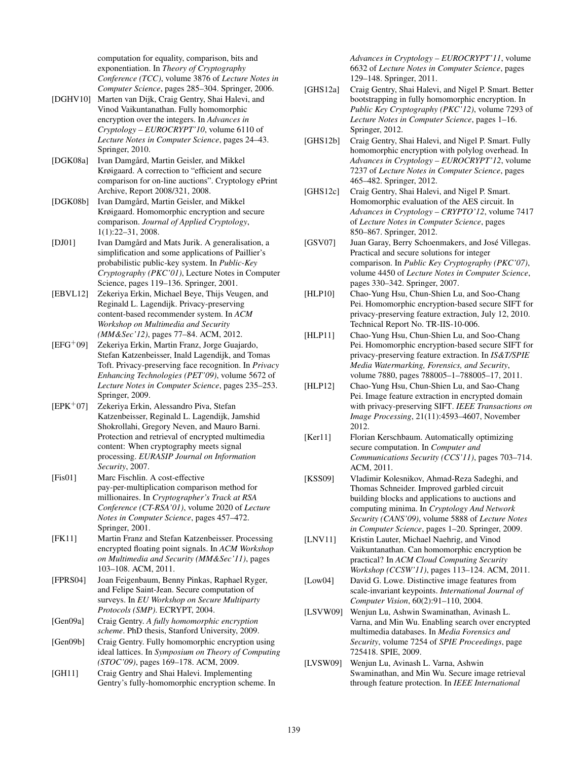computation for equality, comparison, bits and exponentiation. In *Theory of Cryptography Conference (TCC)*, volume 3876 of *Lecture Notes in Computer Science*, pages 285–304. Springer, 2006.

[DGHV10] Marten van Dijk, Craig Gentry, Shai Halevi, and Vinod Vaikuntanathan. Fully homomorphic encryption over the integers. In *Advances in Cryptology – EUROCRYPT'10*, volume 6110 of *Lecture Notes in Computer Science*, pages 24–43. Springer, 2010.

[DGK08a] Ivan Damgård, Martin Geisler, and Mikkel Krøigaard. A correction to "efficient and secure comparison for on-line auctions". Cryptology ePrint Archive, Report 2008/321, 2008.

[DGK08b] Ivan Damgård, Martin Geisler, and Mikkel Krøigaard. Homomorphic encryption and secure comparison. *Journal of Applied Cryptology*, 1(1):22–31, 2008.

[DJ01] Ivan Damgård and Mats Jurik. A generalisation, a simplification and some applications of Paillier's probabilistic public-key system. In *Public-Key Cryptography (PKC'01)*, Lecture Notes in Computer Science, pages 119–136. Springer, 2001.

[EBVL12] Zekeriya Erkin, Michael Beye, Thijs Veugen, and Reginald L. Lagendijk. Privacy-preserving content-based recommender system. In *ACM Workshop on Multimedia and Security (MM&Sec'12)*, pages 77–84. ACM, 2012.

[EFG+09] Zekeriya Erkin, Martin Franz, Jorge Guajardo, Stefan Katzenbeisser, Inald Lagendijk, and Tomas Toft. Privacy-preserving face recognition. In *Privacy Enhancing Technologies (PET'09)*, volume 5672 of *Lecture Notes in Computer Science*, pages 235–253. Springer, 2009.

[EPK+07] Zekeriya Erkin, Alessandro Piva, Stefan Katzenbeisser, Reginald L. Lagendijk, Jamshid Shokrollahi, Gregory Neven, and Mauro Barni. Protection and retrieval of encrypted multimedia content: When cryptography meets signal processing. *EURASIP Journal on Information Security*, 2007.

[Fis01] Marc Fischlin. A cost-effective pay-per-multiplication comparison method for millionaires. In *Cryptographer's Track at RSA Conference (CT-RSA'01)*, volume 2020 of *Lecture Notes in Computer Science*, pages 457–472. Springer, 2001.

[FK11] Martin Franz and Stefan Katzenbeisser. Processing encrypted floating point signals. In *ACM Workshop on Multimedia and Security (MM&Sec'11)*, pages 103–108. ACM, 2011.

[FPRS04] Joan Feigenbaum, Benny Pinkas, Raphael Ryger, and Felipe Saint-Jean. Secure computation of surveys. In *EU Workshop on Secure Multiparty Protocols (SMP)*. ECRYPT, 2004.

[Gen09a] Craig Gentry. *A fully homomorphic encryption scheme*. PhD thesis, Stanford University, 2009.

[Gen09b] Craig Gentry. Fully homomorphic encryption using ideal lattices. In *Symposium on Theory of Computing (STOC'09)*, pages 169–178. ACM, 2009.

[GH11] Craig Gentry and Shai Halevi. Implementing Gentry's fully-homomorphic encryption scheme. In *Advances in Cryptology – EUROCRYPT'11*, volume 6632 of *Lecture Notes in Computer Science*, pages 129–148. Springer, 2011.

[GHS12a] Craig Gentry, Shai Halevi, and Nigel P. Smart. Better bootstrapping in fully homomorphic encryption. In *Public Key Cryptography (PKC'12)*, volume 7293 of *Lecture Notes in Computer Science*, pages 1–16. Springer, 2012.

[GHS12b] Craig Gentry, Shai Halevi, and Nigel P. Smart. Fully homomorphic encryption with polylog overhead. In *Advances in Cryptology – EUROCRYPT'12*, volume 7237 of *Lecture Notes in Computer Science*, pages 465–482. Springer, 2012.

[GHS12c] Craig Gentry, Shai Halevi, and Nigel P. Smart. Homomorphic evaluation of the AES circuit. In *Advances in Cryptology – CRYPTO'12*, volume 7417 of *Lecture Notes in Computer Science*, pages 850–867. Springer, 2012.

[GSV07] Juan Garay, Berry Schoenmakers, and José Villegas. Practical and secure solutions for integer comparison. In *Public Key Cryptography (PKC'07)*, volume 4450 of *Lecture Notes in Computer Science*, pages 330–342. Springer, 2007.

[HLP10] Chao-Yung Hsu, Chun-Shien Lu, and Soo-Chang Pei. Homomorphic encryption-based secure SIFT for privacy-preserving feature extraction, July 12, 2010. Technical Report No. TR-IIS-10-006.

[HLP11] Chao-Yung Hsu, Chun-Shien Lu, and Soo-Chang Pei. Homomorphic encryption-based secure SIFT for privacy-preserving feature extraction. In *IS&T/SPIE Media Watermarking, Forensics, and Security*, volume 7880, pages 788005–1–788005–17, 2011.

[HLP12] Chao-Yung Hsu, Chun-Shien Lu, and Sao-Chang Pei. Image feature extraction in encrypted domain with privacy-preserving SIFT. *IEEE Transactions on Image Processing*, 21(11):4593–4607, November 2012.

[Ker11] Florian Kerschbaum. Automatically optimizing secure computation. In *Computer and Communications Security (CCS'11)*, pages 703–714. ACM, 2011.

[KSS09] Vladimir Kolesnikov, Ahmad-Reza Sadeghi, and Thomas Schneider. Improved garbled circuit building blocks and applications to auctions and computing minima. In *Cryptology And Network Security (CANS'09)*, volume 5888 of *Lecture Notes in Computer Science*, pages 1–20. Springer, 2009.

[LNV11] Kristin Lauter, Michael Naehrig, and Vinod Vaikuntanathan. Can homomorphic encryption be practical? In *ACM Cloud Computing Security Workshop (CCSW'11)*, pages 113–124. ACM, 2011.

[Low04] David G. Lowe. Distinctive image features from scale-invariant keypoints. *International Journal of Computer Vision*, 60(2):91–110, 2004.

[LSVW09] Wenjun Lu, Ashwin Swaminathan, Avinash L. Varna, and Min Wu. Enabling search over encrypted multimedia databases. In *Media Forensics and Security*, volume 7254 of *SPIE Proceedings*, page 725418. SPIE, 2009.

[LVSW09] Wenjun Lu, Avinash L. Varna, Ashwin Swaminathan, and Min Wu. Secure image retrieval through feature protection. In *IEEE International*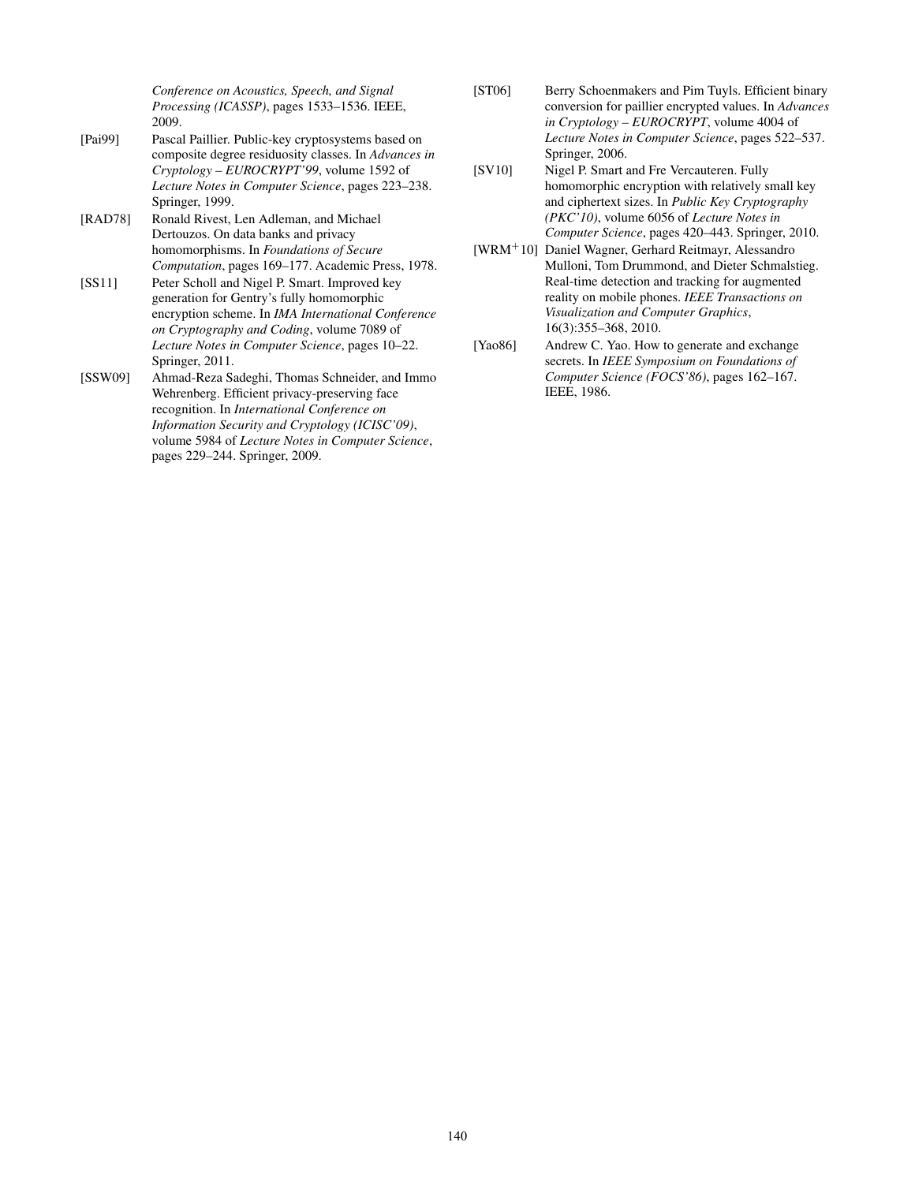*Conference on Acoustics, Speech, and Signal Processing (ICASSP)*, pages 1533–1536. IEEE, 2009.

[Pai99] Pascal Paillier. Public-key cryptosystems based on composite degree residuosity classes. In *Advances in Cryptology – EUROCRYPT'99*, volume 1592 of *Lecture Notes in Computer Science*, pages 223–238. Springer, 1999.

[RAD78] Ronald Rivest, Len Adleman, and Michael Dertouzos. On data banks and privacy homomorphisms. In *Foundations of Secure Computation*, pages 169–177. Academic Press, 1978.

[SS11] Peter Scholl and Nigel P. Smart. Improved key generation for Gentry's fully homomorphic encryption scheme. In *IMA International Conference on Cryptography and Coding*, volume 7089 of *Lecture Notes in Computer Science*, pages 10–22. Springer, 2011.

[SSW09] Ahmad-Reza Sadeghi, Thomas Schneider, and Immo Wehrenberg. Efficient privacy-preserving face recognition. In *International Conference on Information Security and Cryptology (ICISC'09)*, volume 5984 of *Lecture Notes in Computer Science*, pages 229–244. Springer, 2009.

[ST06] Berry Schoenmakers and Pim Tuyls. Efficient binary conversion for paillier encrypted values. In *Advances in Cryptology – EUROCRYPT*, volume 4004 of *Lecture Notes in Computer Science*, pages 522–537. Springer, 2006.

[SV10] Nigel P. Smart and Fre Vercauteren. Fully homomorphic encryption with relatively small key and ciphertext sizes. In *Public Key Cryptography (PKC'10)*, volume 6056 of *Lecture Notes in Computer Science*, pages 420–443. Springer, 2010.

[WRM+10] Daniel Wagner, Gerhard Reitmayr, Alessandro Mulloni, Tom Drummond, and Dieter Schmalstieg. Real-time detection and tracking for augmented reality on mobile phones. *IEEE Transactions on Visualization and Computer Graphics*, 16(3):355–368, 2010.

[Yao86] Andrew C. Yao. How to generate and exchange secrets. In *IEEE Symposium on Foundations of Computer Science (FOCS'86)*, pages 162–167. IEEE, 1986.